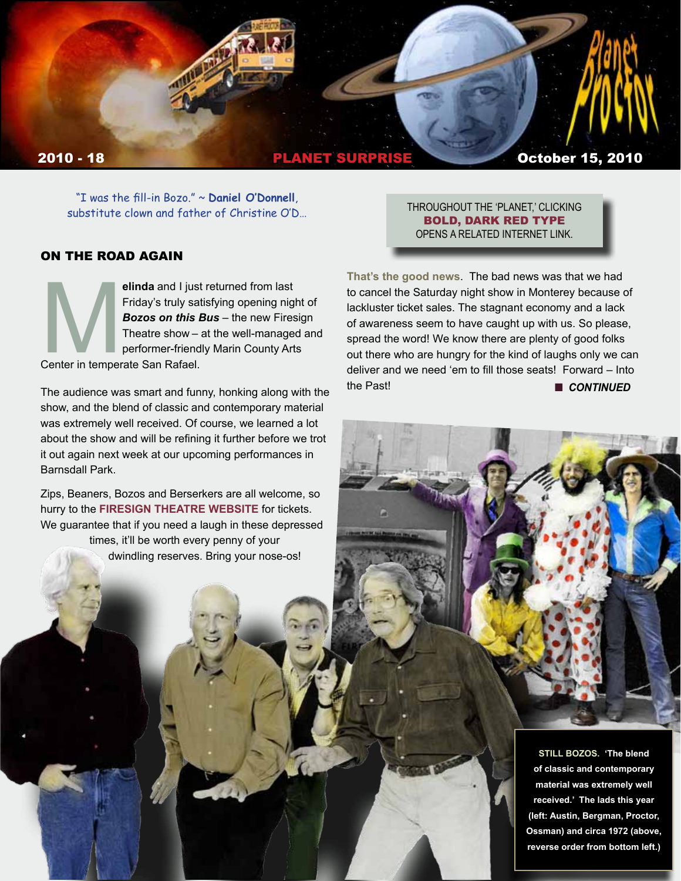**2010 - 18** | **PLANET SURPRISE** | **October 15, 2010**

"I was the fill-in Bozo." ~ **Daniel O'Donnell**, substitute clown and father of Christine O'D…

THROUGHOUT THE 'PLANET,' CLICKING **BOLD, DARK RED TYPE** OPENS A RELATED INTERNET LINK.

## ON THE ROAD AGAIN

**Melinda** and I just returned from last Friday's truly satisfying opening night of ***Bozos on this Bus*** – the new Firesign Theatre show – at the well-managed and performer-friendly Marin County Arts Center in temperate San Rafael.

The audience was smart and funny, honking along with the show, and the blend of classic and contemporary material was extremely well received. Of course, we learned a lot about the show and will be refining it further before we trot it out again next week at our upcoming performances in Barnsdall Park.

Zips, Beaners, Bozos and Berserkers are all welcome, so hurry to the **FIRESIGN THEATRE WEBSITE** for tickets. We guarantee that if you need a laugh in these depressed times, it'll be worth every penny of your dwindling reserves. Bring your nose-os!

**That's the good news**. The bad news was that we had to cancel the Saturday night show in Monterey because of lackluster ticket sales. The stagnant economy and a lack of awareness seem to have caught up with us. So please, spread the word! We know there are plenty of good folks out there who are hungry for the kind of laughs only we can deliver and we need 'em to fill those seats! Forward – Into the Past!

■ ***CONTINUED***

**STILL BOZOS. 'The blend of classic and contemporary material was extremely well received.' The lads this year (left: Austin, Bergman, Proctor, Ossman) and circa 1972 (above, reverse order from bottom left.)**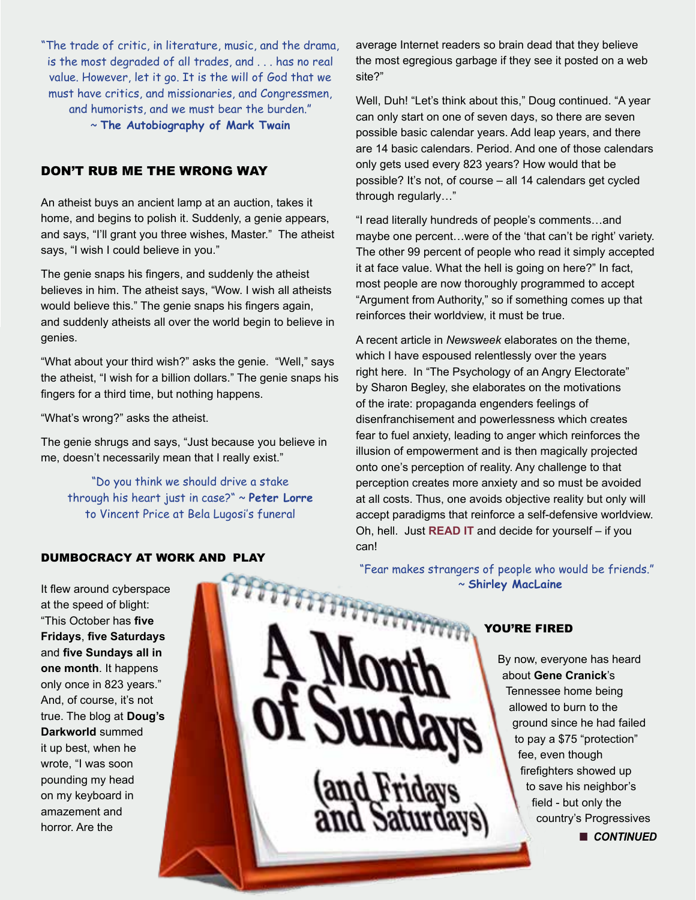"The trade of critic, in literature, music, and the drama, is the most degraded of all trades, and . . . has no real value. However, let it go. It is the will of God that we must have critics, and missionaries, and Congressmen, and humorists, and we must bear the burden."
~ **The Autobiography of Mark Twain**

## DON'T RUB ME THE WRONG WAY

An atheist buys an ancient lamp at an auction, takes it home, and begins to polish it. Suddenly, a genie appears, and says, "I'll grant you three wishes, Master." The atheist says, "I wish I could believe in you."

The genie snaps his fingers, and suddenly the atheist believes in him. The atheist says, "Wow. I wish all atheists would believe this." The genie snaps his fingers again, and suddenly atheists all over the world begin to believe in genies.

"What about your third wish?" asks the genie. "Well," says the atheist, "I wish for a billion dollars." The genie snaps his fingers for a third time, but nothing happens.

"What's wrong?" asks the atheist.

The genie shrugs and says, "Just because you believe in me, doesn't necessarily mean that I really exist."

"Do you think we should drive a stake through his heart just in case?" ~ **Peter Lorre** to Vincent Price at Bela Lugosi's funeral

## DUMBOCRACY AT WORK AND PLAY

It flew around cyberspace at the speed of blight: "This October has **five Fridays**, **five Saturdays** and **five Sundays all in one month**. It happens only once in 823 years." And, of course, it's not true. The blog at **Doug's Darkworld** summed it up best, when he wrote, "I was soon pounding my head on my keyboard in amazement and horror. Are the average Internet readers so brain dead that they believe the most egregious garbage if they see it posted on a web site?"

Well, Duh! "Let's think about this," Doug continued. "A year can only start on one of seven days, so there are seven possible basic calendar years. Add leap years, and there are 14 basic calendars. Period. And one of those calendars only gets used every 823 years? How would that be possible? It's not, of course – all 14 calendars get cycled through regularly…"

"I read literally hundreds of people's comments…and maybe one percent…were of the 'that can't be right' variety. The other 99 percent of people who read it simply accepted it at face value. What the hell is going on here?" In fact, most people are now thoroughly programmed to accept "Argument from Authority," so if something comes up that reinforces their worldview, it must be true.

A recent article in *Newsweek* elaborates on the theme, which I have espoused relentlessly over the years right here. In "The Psychology of an Angry Electorate" by Sharon Begley, she elaborates on the motivations of the irate: propaganda engenders feelings of disenfranchisement and powerlessness which creates fear to fuel anxiety, leading to anger which reinforces the illusion of empowerment and is then magically projected onto one's perception of reality. Any challenge to that perception creates more anxiety and so must be avoided at all costs. Thus, one avoids objective reality but only will accept paradigms that reinforce a self-defensive worldview. Oh, hell. Just **READ IT** and decide for yourself – if you can!

A Month of Sundays (and Fridays and Saturdays)

"Fear makes strangers of people who would be friends."
~ **Shirley MacLaine**

## YOU'RE FIRED

By now, everyone has heard about **Gene Cranick**'s Tennessee home being allowed to burn to the ground since he had failed to pay a $75 "protection" fee, even though firefighters showed up to save his neighbor's field - but only the country's Progressives

***CONTINUED***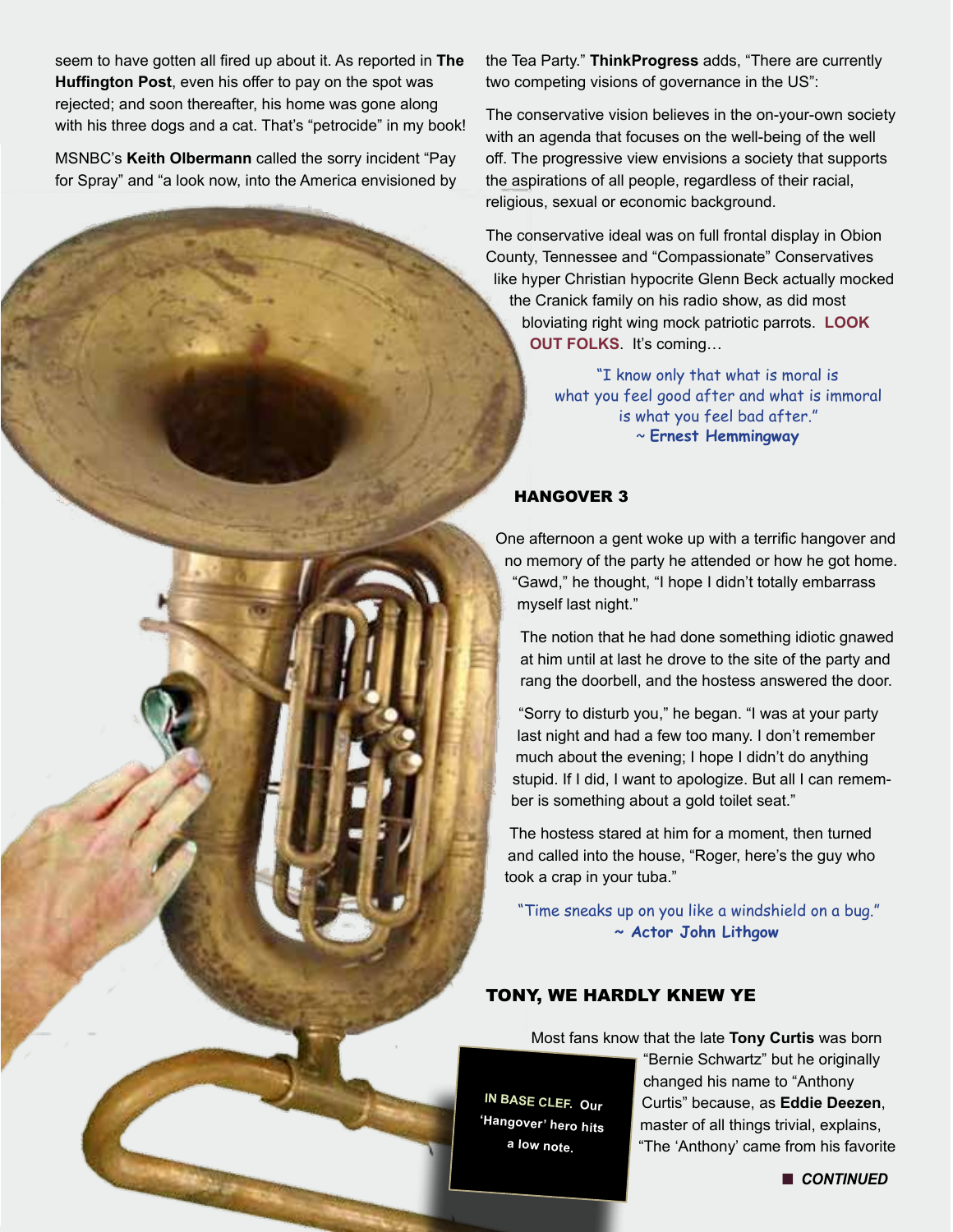seem to have gotten all fired up about it. As reported in **The Huffington Post**, even his offer to pay on the spot was rejected; and soon thereafter, his home was gone along with his three dogs and a cat. That's "petrocide" in my book!

MSNBC's **Keith Olbermann** called the sorry incident "Pay for Spray" and "a look now, into the America envisioned by the Tea Party." **ThinkProgress** adds, "There are currently two competing visions of governance in the US":

The conservative vision believes in the on-your-own society with an agenda that focuses on the well-being of the well off. The progressive view envisions a society that supports the aspirations of all people, regardless of their racial, religious, sexual or economic background.

The conservative ideal was on full frontal display in Obion County, Tennessee and "Compassionate" Conservatives like hyper Christian hypocrite Glenn Beck actually mocked the Cranick family on his radio show, as did most bloviating right wing mock patriotic parrots. **LOOK OUT FOLKS**. It's coming…

"I know only that what is moral is what you feel good after and what is immoral is what you feel bad after."
~ **Ernest Hemmingway**

## HANGOVER 3

One afternoon a gent woke up with a terrific hangover and no memory of the party he attended or how he got home. "Gawd," he thought, "I hope I didn't totally embarrass myself last night."

The notion that he had done something idiotic gnawed at him until at last he drove to the site of the party and rang the doorbell, and the hostess answered the door.

"Sorry to disturb you," he began. "I was at your party last night and had a few too many. I don't remember much about the evening; I hope I didn't do anything stupid. If I did, I want to apologize. But all I can remember is something about a gold toilet seat."

The hostess stared at him for a moment, then turned and called into the house, "Roger, here's the guy who took a crap in your tuba."

"Time sneaks up on you like a windshield on a bug."
**~ Actor John Lithgow**

IN BASE CLEF. Our 'Hangover' hero hits a low note.

## TONY, WE HARDLY KNEW YE

Most fans know that the late **Tony Curtis** was born "Bernie Schwartz" but he originally changed his name to "Anthony Curtis" because, as **Eddie Deezen**, master of all things trivial, explains, "The 'Anthony' came from his favorite

■ *CONTINUED*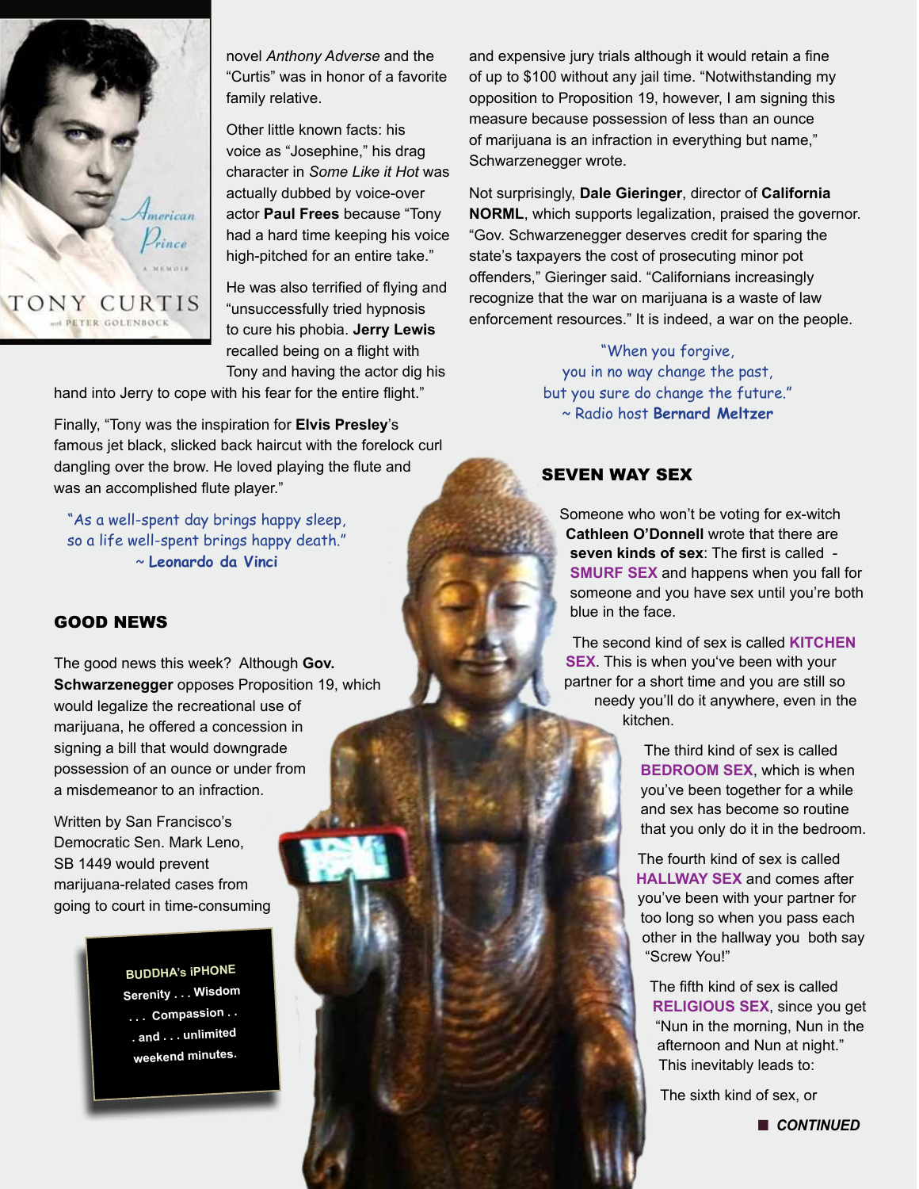novel *Anthony Adverse* and the "Curtis" was in honor of a favorite family relative.

Other little known facts: his voice as "Josephine," his drag character in *Some Like it Hot* was actually dubbed by voice-over actor **Paul Frees** because "Tony had a hard time keeping his voice high-pitched for an entire take."

He was also terrified of flying and "unsuccessfully tried hypnosis to cure his phobia. **Jerry Lewis** recalled being on a flight with Tony and having the actor dig his hand into Jerry to cope with his fear for the entire flight."

Finally, "Tony was the inspiration for **Elvis Presley**'s famous jet black, slicked back haircut with the forelock curl dangling over the brow. He loved playing the flute and was an accomplished flute player."

"As a well-spent day brings happy sleep,
so a life well-spent brings happy death."
~ **Leonardo da Vinci**

## GOOD NEWS

The good news this week? Although **Gov. Schwarzenegger** opposes Proposition 19, which would legalize the recreational use of marijuana, he offered a concession in signing a bill that would downgrade possession of an ounce or under from a misdemeanor to an infraction.

Written by San Francisco's Democratic Sen. Mark Leno, SB 1449 would prevent marijuana-related cases from going to court in time-consuming and expensive jury trials although it would retain a fine of up to $100 without any jail time. "Notwithstanding my opposition to Proposition 19, however, I am signing this measure because possession of less than an ounce of marijuana is an infraction in everything but name," Schwarzenegger wrote.

Not surprisingly, **Dale Gieringer**, director of **California NORML**, which supports legalization, praised the governor. "Gov. Schwarzenegger deserves credit for sparing the state's taxpayers the cost of prosecuting minor pot offenders," Gieringer said. "Californians increasingly recognize that the war on marijuana is a waste of law enforcement resources." It is indeed, a war on the people.

**BUDDHA's iPHONE**
**Serenity . . . Wisdom . . . Compassion . . . and . . . unlimited weekend minutes.**

"When you forgive,
you in no way change the past,
but you sure do change the future."
~ Radio host **Bernard Meltzer**

## SEVEN WAY SEX

Someone who won't be voting for ex-witch **Cathleen O'Donnell** wrote that there are **seven kinds of sex**: The first is called - **SMURF SEX** and happens when you fall for someone and you have sex until you're both blue in the face.

The second kind of sex is called **KITCHEN SEX**. This is when you've been with your partner for a short time and you are still so needy you'll do it anywhere, even in the kitchen.

The third kind of sex is called **BEDROOM SEX**, which is when you've been together for a while and sex has become so routine that you only do it in the bedroom.

The fourth kind of sex is called **HALLWAY SEX** and comes after you've been with your partner for too long so when you pass each other in the hallway you both say "Screw You!"

The fifth kind of sex is called **RELIGIOUS SEX**, since you get "Nun in the morning, Nun in the afternoon and Nun at night." This inevitably leads to:

The sixth kind of sex, or

■ ***CONTINUED***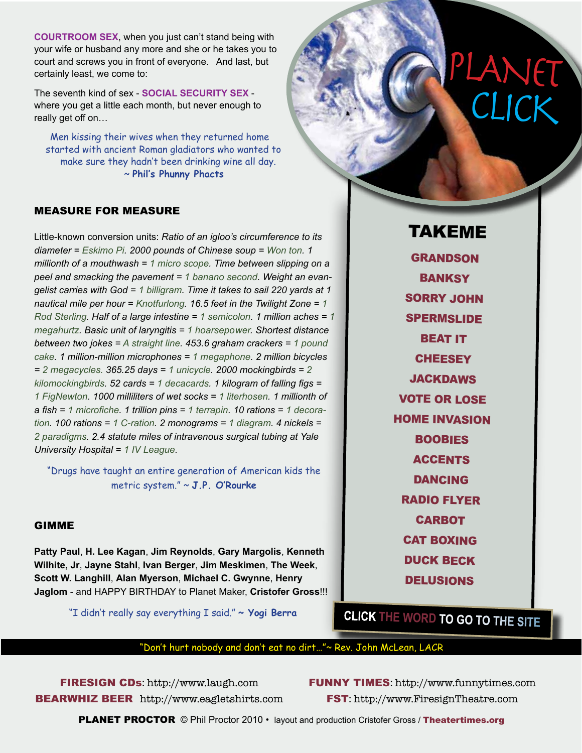**COURTROOM SEX**, when you just can't stand being with your wife or husband any more and she or he takes you to court and screws you in front of everyone. And last, but certainly least, we come to:

The seventh kind of sex - **SOCIAL SECURITY SEX** - where you get a little each month, but never enough to really get off on…

Men kissing their wives when they returned home started with ancient Roman gladiators who wanted to make sure they hadn't been drinking wine all day. ~ **Phil's Phunny Phacts**

## MEASURE FOR MEASURE

Little-known conversion units: *Ratio of an igloo's circumference to its diameter* = Eskimo Pi. *2000 pounds of Chinese soup* = Won ton. *1 millionth of a mouthwash* = 1 micro scope. *Time between slipping on a peel and smacking the pavement* = 1 banano second. *Weight an evangelist carries with God* = 1 billigram. *Time it takes to sail 220 yards at 1 nautical mile per hour* = Knotfurlong. *16.5 feet in the Twilight Zone* = 1 Rod Sterling. *Half of a large intestine* = 1 semicolon. *1 million aches* = 1 megahurtz. *Basic unit of laryngitis* = 1 hoarsepower. *Shortest distance between two jokes* = A straight line. *453.6 graham crackers* = 1 pound cake. *1 million-million microphones* = 1 megaphone. *2 million bicycles* = 2 megacycles. *365.25 days* = 1 unicycle. *2000 mockingbirds* = 2 kilomockingbirds. *52 cards* = 1 decacards. *1 kilogram of falling figs* = 1 FigNewton. *1000 milliliters of wet socks* = 1 literhosen. *1 millionth of a fish* = 1 microfiche. *1 trillion pins* = 1 terrapin. *10 rations* = 1 decoration. *100 rations* = 1 C-ration. *2 monograms* = 1 diagram. *4 nickels* = 2 paradigms. *2.4 statute miles of intravenous surgical tubing at Yale University Hospital* = 1 IV League.

"Drugs have taught an entire generation of American kids the metric system." ~ **J.P. O'Rourke**

## GIMME

**Patty Paul**, **H. Lee Kagan**, **Jim Reynolds**, **Gary Margolis**, **Kenneth Wilhite, Jr**, **Jayne Stahl**, **Ivan Berger**, **Jim Meskimen**, **The Week**, **Scott W. Langhill**, **Alan Myerson**, **Michael C. Gwynne**, **Henry Jaglom** - and HAPPY BIRTHDAY to Planet Maker, **Cristofer Gross**!!!

"I didn't really say everything I said." ~ **Yogi Berra**

PLANET CLICK

## TAKEME

- GRANDSON
- BANKSY
- SORRY JOHN
- SPERMSLIDE
- BEAT IT
- CHEESEY
- JACKDAWS
- VOTE OR LOSE
- HOME INVASION
- BOOBIES
- ACCENTS
- DANCING
- RADIO FLYER
- CARBOT
- CAT BOXING
- DUCK BECK
- DELUSIONS

CLICK THE WORD TO GO TO THE SITE

"Don't hurt nobody and don't eat no dirt…"~ Rev. John McLean, LACR

**FIRESIGN CDs**: http://www.laugh.com
**BEARWHIZ BEER** http://www.eagletshirts.com
**FUNNY TIMES**: http://www.funnytimes.com
**FST**: http://www.FiresignTheatre.com

**PLANET PROCTOR** © Phil Proctor 2010 • layout and production Cristofer Gross / **Theatertimes.org**